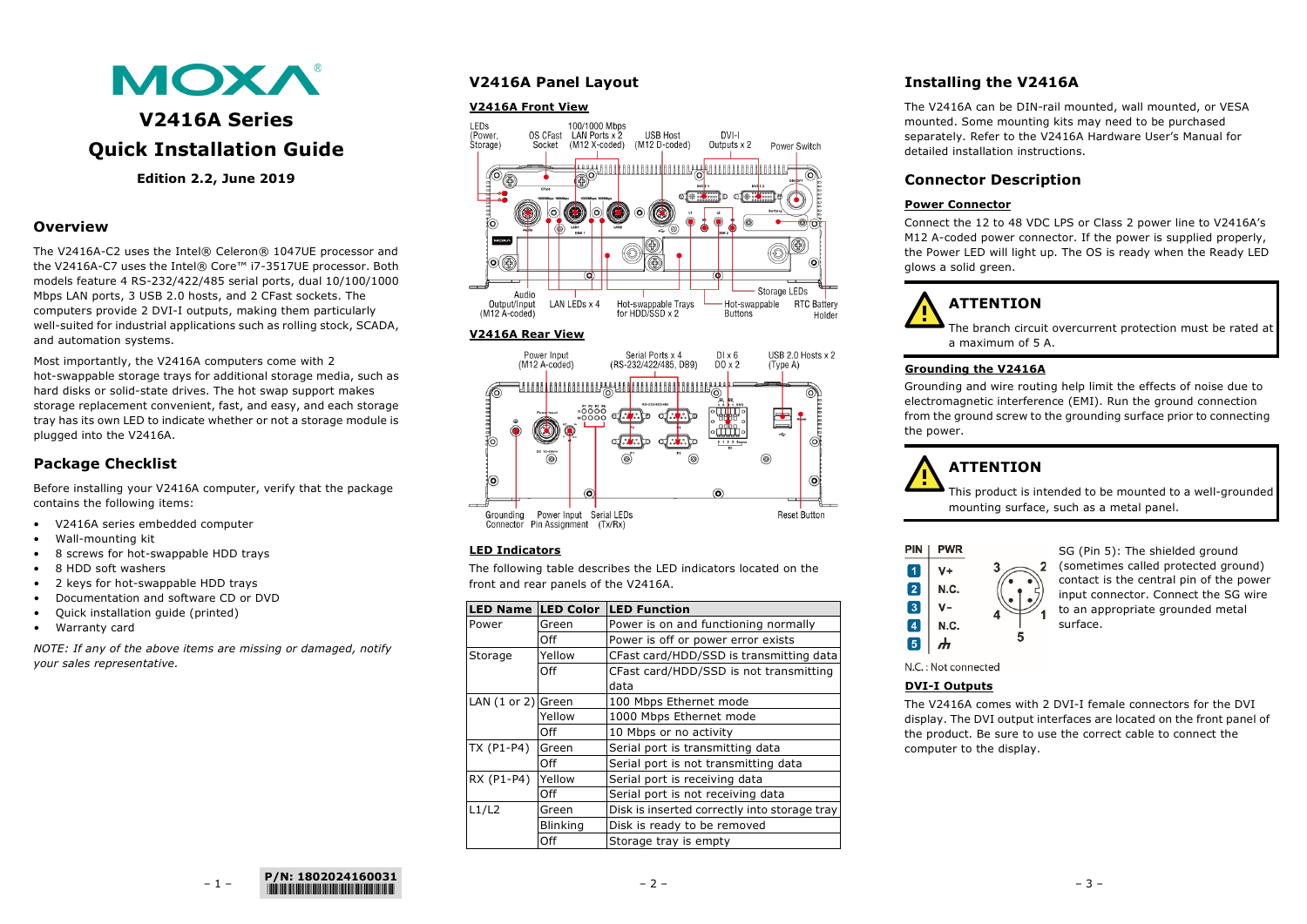# MOXA

# V2416A Series Quick Installation Guide

**Edition 2.2, June 2019**

## Overview

The V2416A-C2 uses the Intel® Celeron® 1047UE processor and the V2416A-C7 uses the Intel® Core™ i7-3517UE processor. Both models feature 4 RS-232/422/485 serial ports, dual 10/100/1000 Mbps LAN ports, 3 USB 2.0 hosts, and 2 CFast sockets. The computers provide 2 DVI-I outputs, making them particularly well-suited for industrial applications such as rolling stock, SCADA, and automation systems.

Most importantly, the V2416A computers come with 2 hot-swappable storage trays for additional storage media, such as hard disks or solid-state drives. The hot swap support makes storage replacement convenient, fast, and easy, and each storage tray has its own LED to indicate whether or not a storage module is plugged into the V2416A.

## Package Checklist

Before installing your V2416A computer, verify that the package contains the following items:

- V2416A series embedded computer
- Wall-mounting kit
- 8 screws for hot-swappable HDD trays
- 8 HDD soft washers
- 2 keys for hot-swappable HDD trays
- Documentation and software CD or DVD
- Quick installation guide (printed)
- Warranty card

*NOTE: If any of the above items are missing or damaged, notify your sales representative.*

## V2416A Panel Layout

### V2416A Front View

LEDs (Power, Storage) · OS CFast Socket · 100/1000 Mbps LAN Ports x 2 (M12 X-coded) · USB Host (M12 D-coded) · DVI-I Outputs x 2 · Power Switch · Audio Output/Input (M12 A-coded) · LAN LEDs x 4 · Hot-swappable Trays for HDD/SSD x 2 · Hot-swappable Buttons · Storage LEDs · RTC Battery Holder

### V2416A Rear View

Power Input (M12 A-coded) · Serial Ports x 4 (RS-232/422/485, DB9) · DI x 6 DO x 2 · USB 2.0 Hosts x 2 (Type A) · Grounding Connector · Power Input Pin Assignment · Serial LEDs (Tx/Rx) · Reset Button

### LED Indicators

The following table describes the LED indicators located on the front and rear panels of the V2416A.

| LED Name | LED Color | LED Function |
|---|---|---|
| Power | Green | Power is on and functioning normally |
| | Off | Power is off or power error exists |
| Storage | Yellow | CFast card/HDD/SSD is transmitting data |
| | Off | CFast card/HDD/SSD is not transmitting data |
| LAN (1 or 2) | Green | 100 Mbps Ethernet mode |
| | Yellow | 1000 Mbps Ethernet mode |
| | Off | 10 Mbps or no activity |
| TX (P1-P4) | Green | Serial port is transmitting data |
| | Off | Serial port is not transmitting data |
| RX (P1-P4) | Yellow | Serial port is receiving data |
| | Off | Serial port is not receiving data |
| L1/L2 | Green | Disk is inserted correctly into storage tray |
| | Blinking | Disk is ready to be removed |
| | Off | Storage tray is empty |

## Installing the V2416A

The V2416A can be DIN-rail mounted, wall mounted, or VESA mounted. Some mounting kits may need to be purchased separately. Refer to the V2416A Hardware User's Manual for detailed installation instructions.

## Connector Description

### Power Connector

Connect the 12 to 48 VDC LPS or Class 2 power line to V2416A's M12 A-coded power connector. If the power is supplied properly, the Power LED will light up. The OS is ready when the Ready LED glows a solid green.

> **ATTENTION**
>
> The branch circuit overcurrent protection must be rated at a maximum of 5 A.

### Grounding the V2416A

Grounding and wire routing help limit the effects of noise due to electromagnetic interference (EMI). Run the ground connection from the ground screw to the grounding surface prior to connecting the power.

> **ATTENTION**
>
> This product is intended to be mounted to a well-grounded mounting surface, such as a metal panel.

| PIN | PWR |
|---|---|
| 1 | V+ |
| 2 | N.C. |
| 3 | V- |
| 4 | N.C. |
| 5 | ⏚ |

N.C.: Not connected

SG (Pin 5): The shielded ground (sometimes called protected ground) contact is the central pin of the power input connector. Connect the SG wire to an appropriate grounded metal surface.

### DVI-I Outputs

The V2416A comes with 2 DVI-I female connectors for the DVI display. The DVI output interfaces are located on the front panel of the product. Be sure to use the correct cable to connect the computer to the display.

P/N: 1802024160031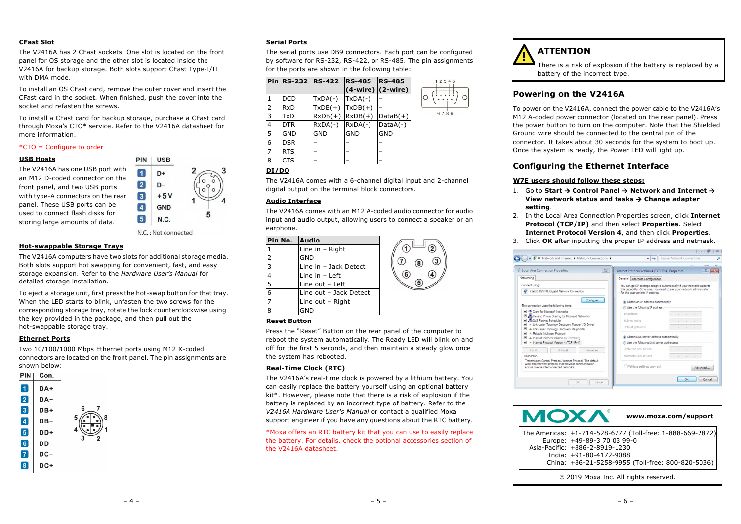## CFast Slot

The V2416A has 2 CFast sockets. One slot is located on the front panel for OS storage and the other slot is located inside the V2416A for backup storage. Both slots support CFast Type-I/II with DMA mode.

To install an OS CFast card, remove the outer cover and insert the CFast card in the socket. When finished, push the cover into the socket and refasten the screws.

To install a CFast card for backup storage, purchase a CFast card through Moxa's CTO* service. Refer to the V2416A datasheet for more information.

*CTO = Configure to order

## USB Hosts

The V2416A has one USB port with an M12 D-coded connector on the front panel, and two USB ports with type-A connectors on the rear panel. These USB ports can be used to connect flash disks for storing large amounts of data.

| PIN | USB |
|---|---|
| 1 | D+ |
| 2 | D– |
| 3 | +5V |
| 4 | GND |
| 5 | N.C. |

N.C.: Not connected

## Hot-swappable Storage Trays

The V2416A computers have two slots for additional storage media. Both slots support hot swapping for convenient, fast, and easy storage expansion. Refer to the *Hardware User's Manual* for detailed storage installation.

To eject a storage unit, first press the hot-swap button for that tray. When the LED starts to blink, unfasten the two screws for the corresponding storage tray, rotate the lock counterclockwise using the key provided in the package, and then pull out the hot-swappable storage tray.

## Ethernet Ports

Two 10/100/1000 Mbps Ethernet ports using M12 X-coded connectors are located on the front panel. The pin assignments are shown below:

| PIN | Con. |
|---|---|
| 1 | DA+ |
| 2 | DA– |
| 3 | DB+ |
| 4 | DB– |
| 5 | DD+ |
| 6 | DD– |
| 7 | DC– |
| 8 | DC+ |

## Serial Ports

The serial ports use DB9 connectors. Each port can be configured by software for RS-232, RS-422, or RS-485. The pin assignments for the ports are shown in the following table:

| Pin | RS-232 | RS-422 | RS-485 (4-wire) | RS-485 (2-wire) |
|---|---|---|---|---|
| 1 | DCD | TxDA(-) | TxDA(-) | – |
| 2 | RxD | TxDB(+) | TxDB(+) | – |
| 3 | TxD | RxDB(+) | RxDB(+) | DataB(+) |
| 4 | DTR | RxDA(-) | RxDA(-) | DataA(-) |
| 5 | GND | GND | GND | GND |
| 6 | DSR | – | – | – |
| 7 | RTS | – | – | – |
| 8 | CTS | – | – | – |

## DI/DO

The V2416A comes with a 6-channel digital input and 2-channel digital output on the terminal block connectors.

## Audio Interface

The V2416A comes with an M12 A-coded audio connector for audio input and audio output, allowing users to connect a speaker or an earphone.

| Pin No. | Audio |
|---|---|
| 1 | Line in – Right |
| 2 | GND |
| 3 | Line in – Jack Detect |
| 4 | Line in – Left |
| 5 | Line out – Left |
| 6 | Line out – Jack Detect |
| 7 | Line out – Right |
| 8 | GND |

## Reset Button

Press the "Reset" Button on the rear panel of the computer to reboot the system automatically. The Ready LED will blink on and off for the first 5 seconds, and then maintain a steady glow once the system has rebooted.

## Real-Time Clock (RTC)

The V2416A's real-time clock is powered by a lithium battery. You can easily replace the battery yourself using an optional battery kit*. However, please note that there is a risk of explosion if the battery is replaced by an incorrect type of battery. Refer to the *V2416A Hardware User's Manual* or contact a qualified Moxa support engineer if you have any questions about the RTC battery.

*Moxa offers an RTC battery kit that you can use to easily replace the battery. For details, check the optional accessories section of the V2416A datasheet.

### ATTENTION

There is a risk of explosion if the battery is replaced by a battery of the incorrect type.

## Powering on the V2416A

To power on the V2416A, connect the power cable to the V2416A's M12 A-coded power connector (located on the rear panel). Press the power button to turn on the computer. Note that the Shielded Ground wire should be connected to the central pin of the connector. It takes about 30 seconds for the system to boot up. Once the system is ready, the Power LED will light up.

## Configuring the Ethernet Interface

**W7E users should follow these steps:**

1. Go to **Start → Control Panel → Network and Internet → View network status and tasks → Change adapter setting**.
2. In the Local Area Connection Properties screen, click **Internet Protocol (TCP/IP)** and then select **Properties**. Select **Internet Protocol Version 4**, and then click **Properties**.
3. Click **OK** after inputting the proper IP address and netmask.

**MOXA** www.moxa.com/support

The Americas: +1-714-528-6777 (Toll-free: 1-888-669-2872)
Europe: +49-89-3 70 03 99-0
Asia-Pacific: +886-2-8919-1230
India: +91-80-4172-9088
China: +86-21-5258-9955 (Toll-free: 800-820-5036)

© 2019 Moxa Inc. All rights reserved.